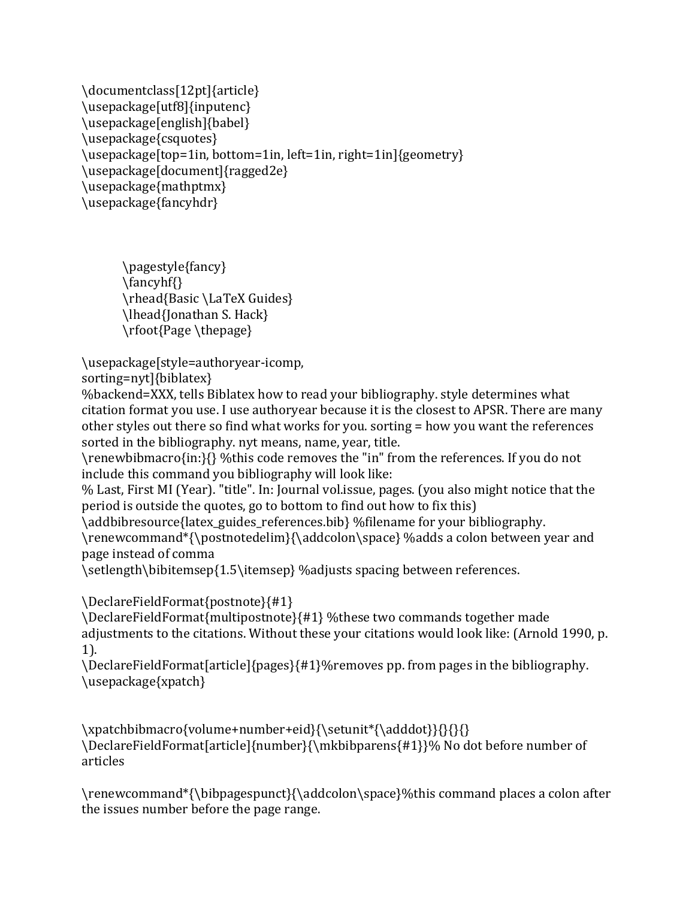```
\documentclass[12pt]{article}
\usepackage[utf8]{inputenc}
\usepackage[english]{babel}
\usepackage{csquotes}
\usepackage[top=1in, bottom=1in, left=1in, right=1in]{geometry}
\usepackage[document]{ragged2e}
\usepackage{mathptmx}
\usepackage{fancyhdr}



    \pagestyle{fancy}
    \fancyhf{}
    \rhead{Basic \LaTeX Guides}
    \lhead{Jonathan S. Hack}
    \rfoot{Page \thepage}

\usepackage[style=authoryear-icomp,
sorting=nyt]{biblatex}
%backend=XXX, tells Biblatex how to read your bibliography. style determines what citation format you use. I use authoryear because it is the closest to APSR. There are many other styles out there so find what works for you. sorting = how you want the references sorted in the bibliography. nyt means, name, year, title.
\renewbibmacro{in:}{} %this code removes the "in" from the references. If you do not include this command you bibliography will look like:
% Last, First MI (Year). "title". In: Journal vol.issue, pages. (you also might notice that the period is outside the quotes, go to bottom to find out how to fix this)
\addbibresource{latex_guides_references.bib} %filename for your bibliography.
\renewcommand*{\postnotedelim}{\addcolon\space} %adds a colon between year and page instead of comma
\setlength\bibitemsep{1.5\itemsep} %adjusts spacing between references.

\DeclareFieldFormat{postnote}{#1}
\DeclareFieldFormat{multipostnote}{#1} %these two commands together made adjustments to the citations. Without these your citations would look like: (Arnold 1990, p. 1).
\DeclareFieldFormat[article]{pages}{#1}%removes pp. from pages in the bibliography.
\usepackage{xpatch}


\xpatchbibmacro{volume+number+eid}{\setunit*{\adddot}}{}{}{}
\DeclareFieldFormat[article]{number}{\mkbibparens{#1}}% No dot before number of articles

\renewcommand*{\bibpagespunct}{\addcolon\space}%this command places a colon after the issues number before the page range.
```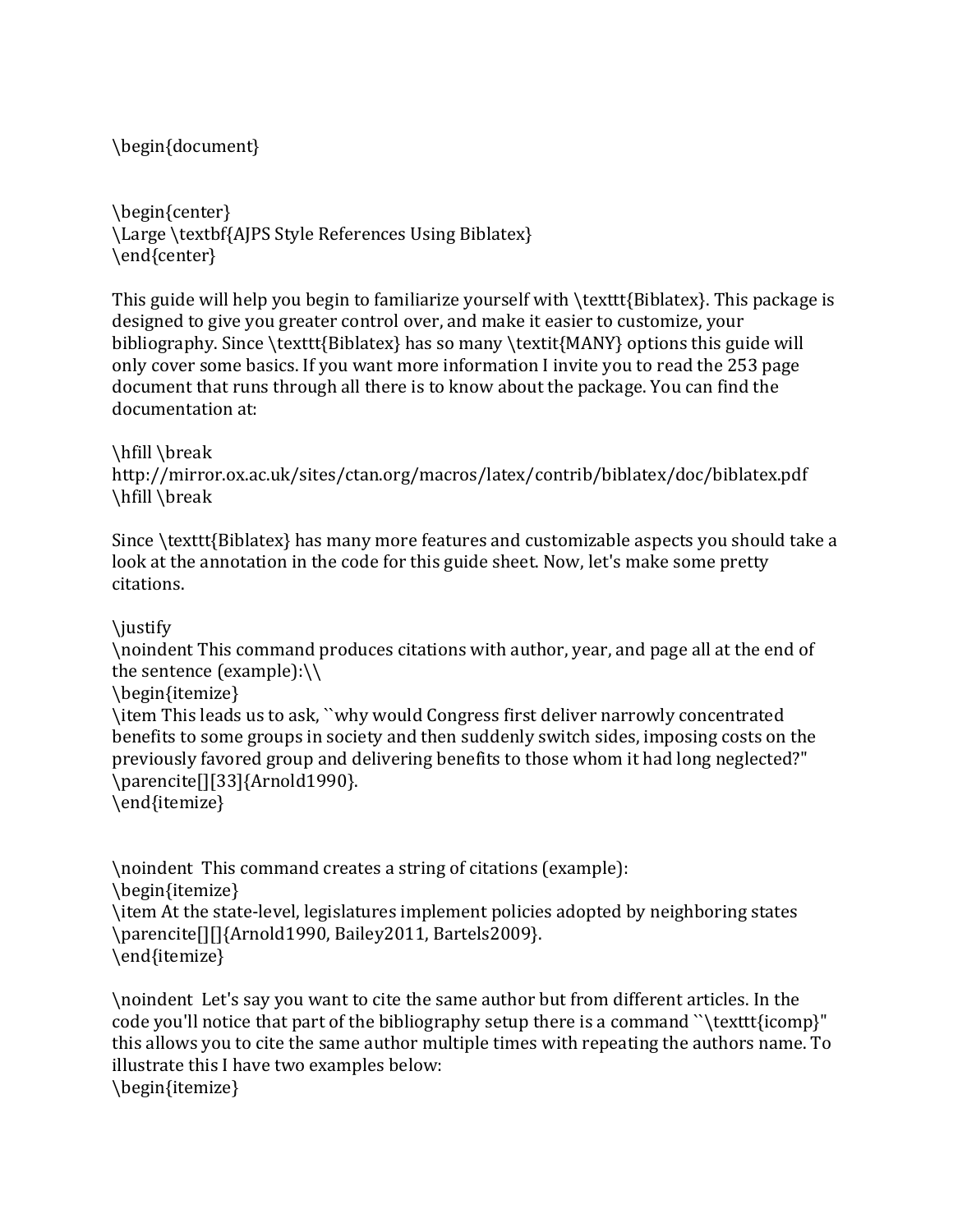\begin{document}

\begin{center}
\Large \textbf{AJPS Style References Using Biblatex}
\end{center}

This guide will help you begin to familiarize yourself with \texttt{Biblatex}. This package is designed to give you greater control over, and make it easier to customize, your bibliography. Since \texttt{Biblatex} has so many \textit{MANY} options this guide will only cover some basics. If you want more information I invite you to read the 253 page document that runs through all there is to know about the package. You can find the documentation at:

\hfill \break
http://mirror.ox.ac.uk/sites/ctan.org/macros/latex/contrib/biblatex/doc/biblatex.pdf
\hfill \break

Since \texttt{Biblatex} has many more features and customizable aspects you should take a look at the annotation in the code for this guide sheet. Now, let's make some pretty citations.

\justify
\noindent This command produces citations with author, year, and page all at the end of the sentence (example):\\
\begin{itemize}
\item This leads us to ask, ``why would Congress first deliver narrowly concentrated benefits to some groups in society and then suddenly switch sides, imposing costs on the previously favored group and delivering benefits to those whom it had long neglected?" \parencite[][33]{Arnold1990}.
\end{itemize}

\noindent This command creates a string of citations (example):
\begin{itemize}
\item At the state-level, legislatures implement policies adopted by neighboring states \parencite[][]{Arnold1990, Bailey2011, Bartels2009}.
\end{itemize}

\noindent Let's say you want to cite the same author but from different articles. In the code you'll notice that part of the bibliography setup there is a command ``\texttt{icomp}" this allows you to cite the same author multiple times with repeating the authors name. To illustrate this I have two examples below:
\begin{itemize}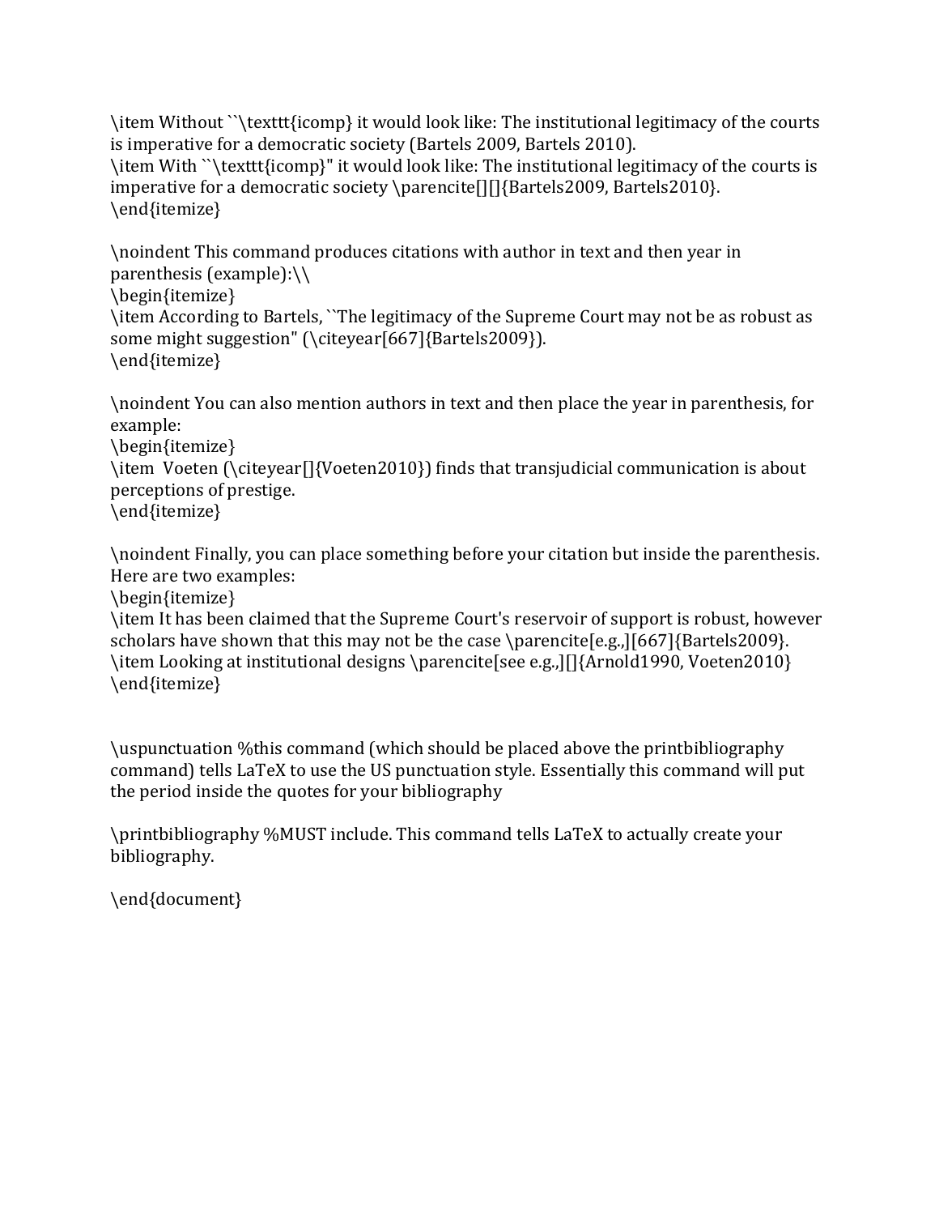\item Without ``\texttt{icomp} it would look like: The institutional legitimacy of the courts is imperative for a democratic society (Bartels 2009, Bartels 2010).
\item With ``\texttt{icomp}" it would look like: The institutional legitimacy of the courts is imperative for a democratic society \parencite[][]{Bartels2009, Bartels2010}.
\end{itemize}

\noindent This command produces citations with author in text and then year in parenthesis (example):\\
\begin{itemize}
\item According to Bartels, ``The legitimacy of the Supreme Court may not be as robust as some might suggestion" (\citeyear[667]{Bartels2009}).
\end{itemize}

\noindent You can also mention authors in text and then place the year in parenthesis, for example:
\begin{itemize}
\item  Voeten (\citeyear[]{Voeten2010}) finds that transjudicial communication is about perceptions of prestige.
\end{itemize}

\noindent Finally, you can place something before your citation but inside the parenthesis. Here are two examples:
\begin{itemize}
\item It has been claimed that the Supreme Court's reservoir of support is robust, however scholars have shown that this may not be the case \parencite[e.g.,][667]{Bartels2009}.
\item Looking at institutional designs \parencite[see e.g.,][]{Arnold1990, Voeten2010}
\end{itemize}

\uspunctuation %this command (which should be placed above the printbibliography command) tells LaTeX to use the US punctuation style. Essentially this command will put the period inside the quotes for your bibliography

\printbibliography %MUST include. This command tells LaTeX to actually create your bibliography.

\end{document}